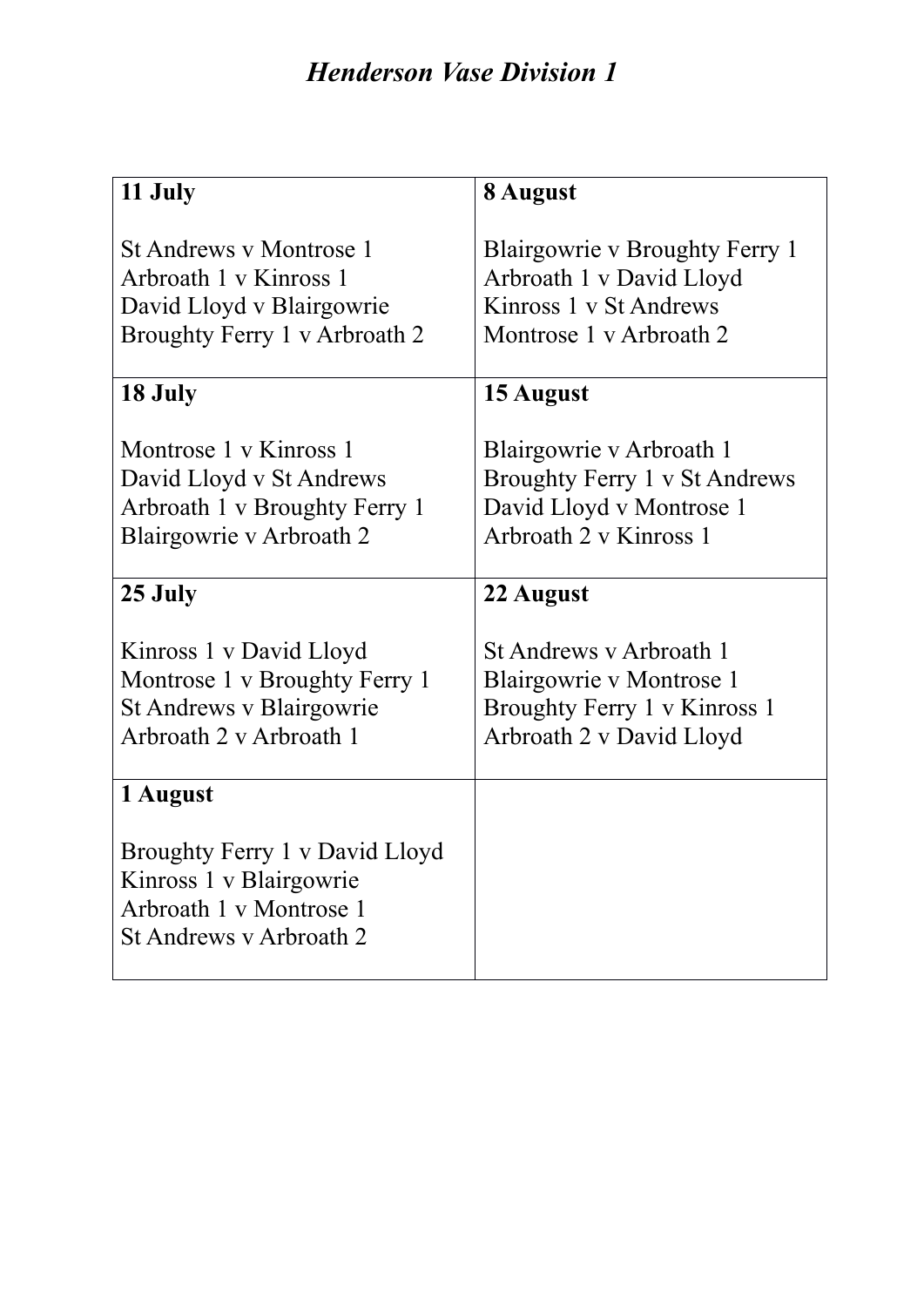# *Henderson Vase Division 1*

| **11 July**<br><br>St Andrews v Montrose 1<br>Arbroath 1 v Kinross 1<br>David Lloyd v Blairgowrie<br>Broughty Ferry 1 v Arbroath 2 | **8 August**<br><br>Blairgowrie v Broughty Ferry 1<br>Arbroath 1 v David Lloyd<br>Kinross 1 v St Andrews<br>Montrose 1 v Arbroath 2 |
|---|---|
| **18 July**<br><br>Montrose 1 v Kinross 1<br>David Lloyd v St Andrews<br>Arbroath 1 v Broughty Ferry 1<br>Blairgowrie v Arbroath 2 | **15 August**<br><br>Blairgowrie v Arbroath 1<br>Broughty Ferry 1 v St Andrews<br>David Lloyd v Montrose 1<br>Arbroath 2 v Kinross 1 |
| **25 July**<br><br>Kinross 1 v David Lloyd<br>Montrose 1 v Broughty Ferry 1<br>St Andrews v Blairgowrie<br>Arbroath 2 v Arbroath 1 | **22 August**<br><br>St Andrews v Arbroath 1<br>Blairgowrie v Montrose 1<br>Broughty Ferry 1 v Kinross 1<br>Arbroath 2 v David Lloyd |
| **1 August**<br><br>Broughty Ferry 1 v David Lloyd<br>Kinross 1 v Blairgowrie<br>Arbroath 1 v Montrose 1<br>St Andrews v Arbroath 2 | |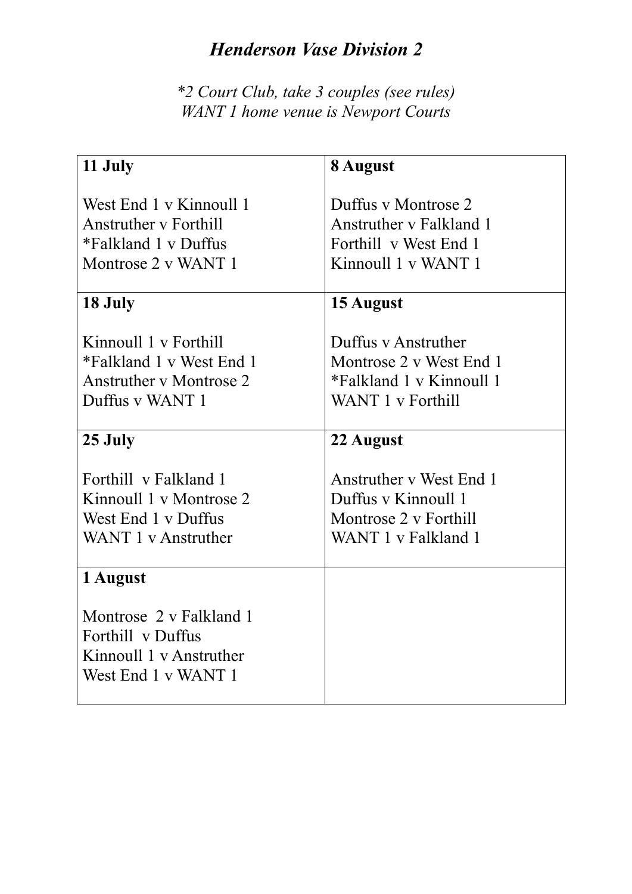# *Henderson Vase Division 2*

*\*2 Court Club, take 3 couples (see rules)*
*WANT 1 home venue is Newport Courts*

| **11 July**<br><br>West End 1 v Kinnoull 1<br>Anstruther v Forthill<br>*Falkland 1 v Duffus<br>Montrose 2 v WANT 1 | **8 August**<br><br>Duffus v Montrose 2<br>Anstruther v Falkland 1<br>Forthill v West End 1<br>Kinnoull 1 v WANT 1 |
|---|---|
| **18 July**<br><br>Kinnoull 1 v Forthill<br>*Falkland 1 v West End 1<br>Anstruther v Montrose 2<br>Duffus v WANT 1 | **15 August**<br><br>Duffus v Anstruther<br>Montrose 2 v West End 1<br>*Falkland 1 v Kinnoull 1<br>WANT 1 v Forthill |
| **25 July**<br><br>Forthill v Falkland 1<br>Kinnoull 1 v Montrose 2<br>West End 1 v Duffus<br>WANT 1 v Anstruther | **22 August**<br><br>Anstruther v West End 1<br>Duffus v Kinnoull 1<br>Montrose 2 v Forthill<br>WANT 1 v Falkland 1 |
| **1 August**<br><br>Montrose 2 v Falkland 1<br>Forthill v Duffus<br>Kinnoull 1 v Anstruther<br>West End 1 v WANT 1 | |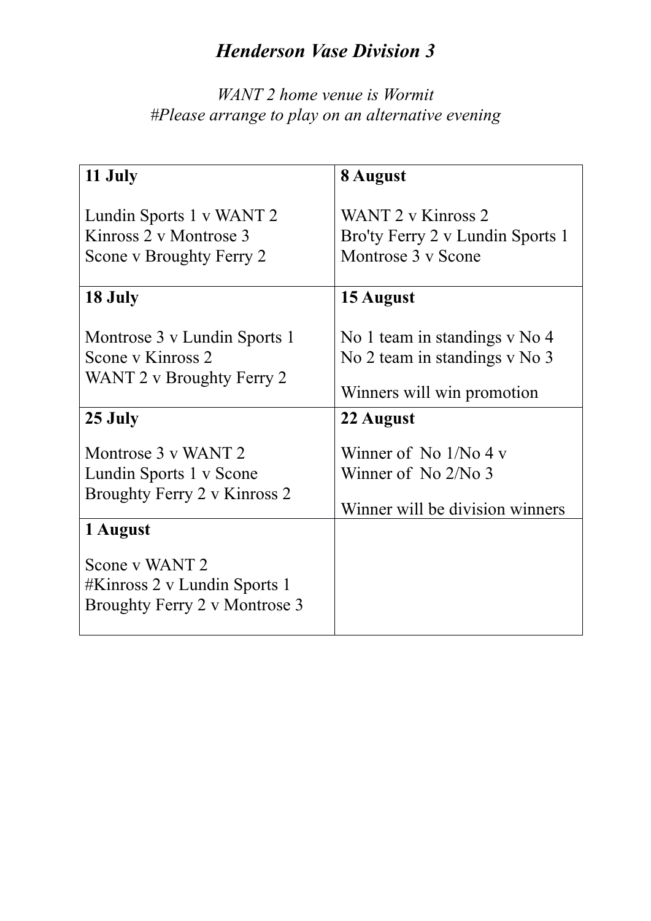# *Henderson Vase Division 3*

*WANT 2 home venue is Wormit*
*#Please arrange to play on an alternative evening*

| **11 July** | **8 August** |
|---|---|
| Lundin Sports 1 v WANT 2<br>Kinross 2 v Montrose 3<br>Scone v Broughty Ferry 2 | WANT 2 v Kinross 2<br>Bro'ty Ferry 2 v Lundin Sports 1<br>Montrose 3 v Scone |
| **18 July** | **15 August** |
| Montrose 3 v Lundin Sports 1<br>Scone v Kinross 2<br>WANT 2 v Broughty Ferry 2 | No 1 team in standings v No 4<br>No 2 team in standings v No 3<br><br>Winners will win promotion |
| **25 July** | **22 August** |
| Montrose 3 v WANT 2<br>Lundin Sports 1 v Scone<br>Broughty Ferry 2 v Kinross 2 | Winner of No 1/No 4 v<br>Winner of No 2/No 3<br><br>Winner will be division winners |
| **1 August** | |
| Scone v WANT 2<br>#Kinross 2 v Lundin Sports 1<br>Broughty Ferry 2 v Montrose 3 | |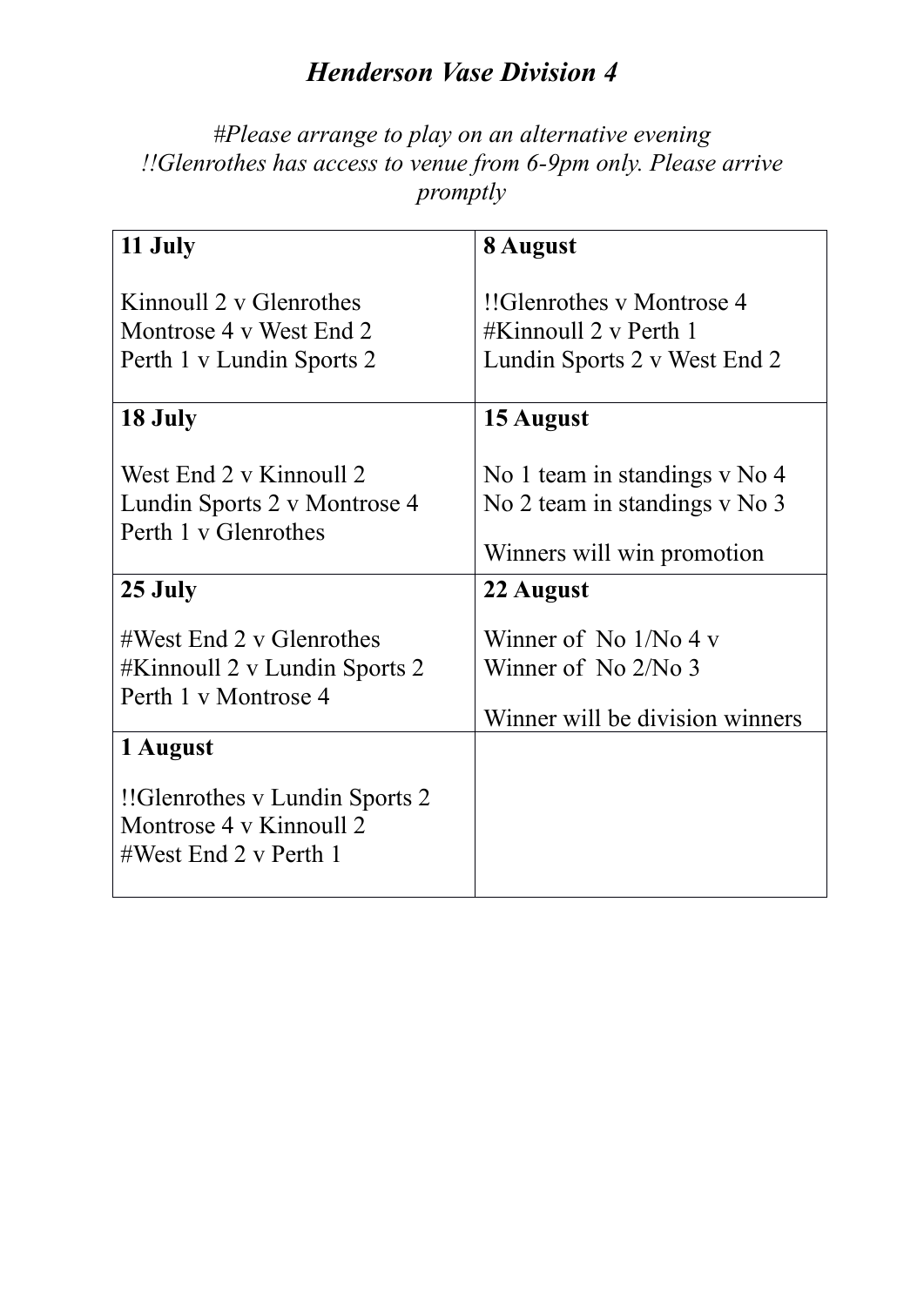# *Henderson Vase Division 4*

*#Please arrange to play on an alternative evening*
*!!Glenrothes has access to venue from 6-9pm only. Please arrive promptly*

| **11 July**<br><br>Kinnoull 2 v Glenrothes<br>Montrose 4 v West End 2<br>Perth 1 v Lundin Sports 2 | **8 August**<br><br>!!Glenrothes v Montrose 4<br>#Kinnoull 2 v Perth 1<br>Lundin Sports 2 v West End 2 |
|---|---|
| **18 July**<br><br>West End 2 v Kinnoull 2<br>Lundin Sports 2 v Montrose 4<br>Perth 1 v Glenrothes | **15 August**<br><br>No 1 team in standings v No 4<br>No 2 team in standings v No 3<br><br>Winners will win promotion |
| **25 July**<br><br>#West End 2 v Glenrothes<br>#Kinnoull 2 v Lundin Sports 2<br>Perth 1 v Montrose 4 | **22 August**<br><br>Winner of No 1/No 4 v<br>Winner of No 2/No 3<br><br>Winner will be division winners |
| **1 August**<br><br>!!Glenrothes v Lundin Sports 2<br>Montrose 4 v Kinnoull 2<br>#West End 2 v Perth 1 | |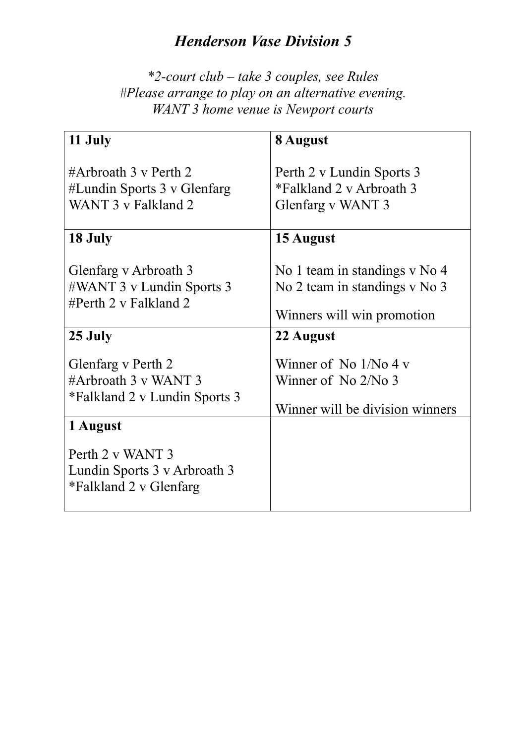# *Henderson Vase Division 5*

*\*2-court club – take 3 couples, see Rules*
*#Please arrange to play on an alternative evening.*
*WANT 3 home venue is Newport courts*

| | |
|---|---|
| **11 July**<br><br>#Arbroath 3 v Perth 2<br>#Lundin Sports 3 v Glenfarg<br>WANT 3 v Falkland 2 | **8 August**<br><br>Perth 2 v Lundin Sports 3<br>*Falkland 2 v Arbroath 3<br>Glenfarg v WANT 3 |
| **18 July**<br><br>Glenfarg v Arbroath 3<br>#WANT 3 v Lundin Sports 3<br>#Perth 2 v Falkland 2 | **15 August**<br><br>No 1 team in standings v No 4<br>No 2 team in standings v No 3<br><br>Winners will win promotion |
| **25 July**<br><br>Glenfarg v Perth 2<br>#Arbroath 3 v WANT 3<br>*Falkland 2 v Lundin Sports 3 | **22 August**<br><br>Winner of No 1/No 4 v<br>Winner of No 2/No 3<br><br>Winner will be division winners |
| **1 August**<br><br>Perth 2 v WANT 3<br>Lundin Sports 3 v Arbroath 3<br>*Falkland 2 v Glenfarg | |